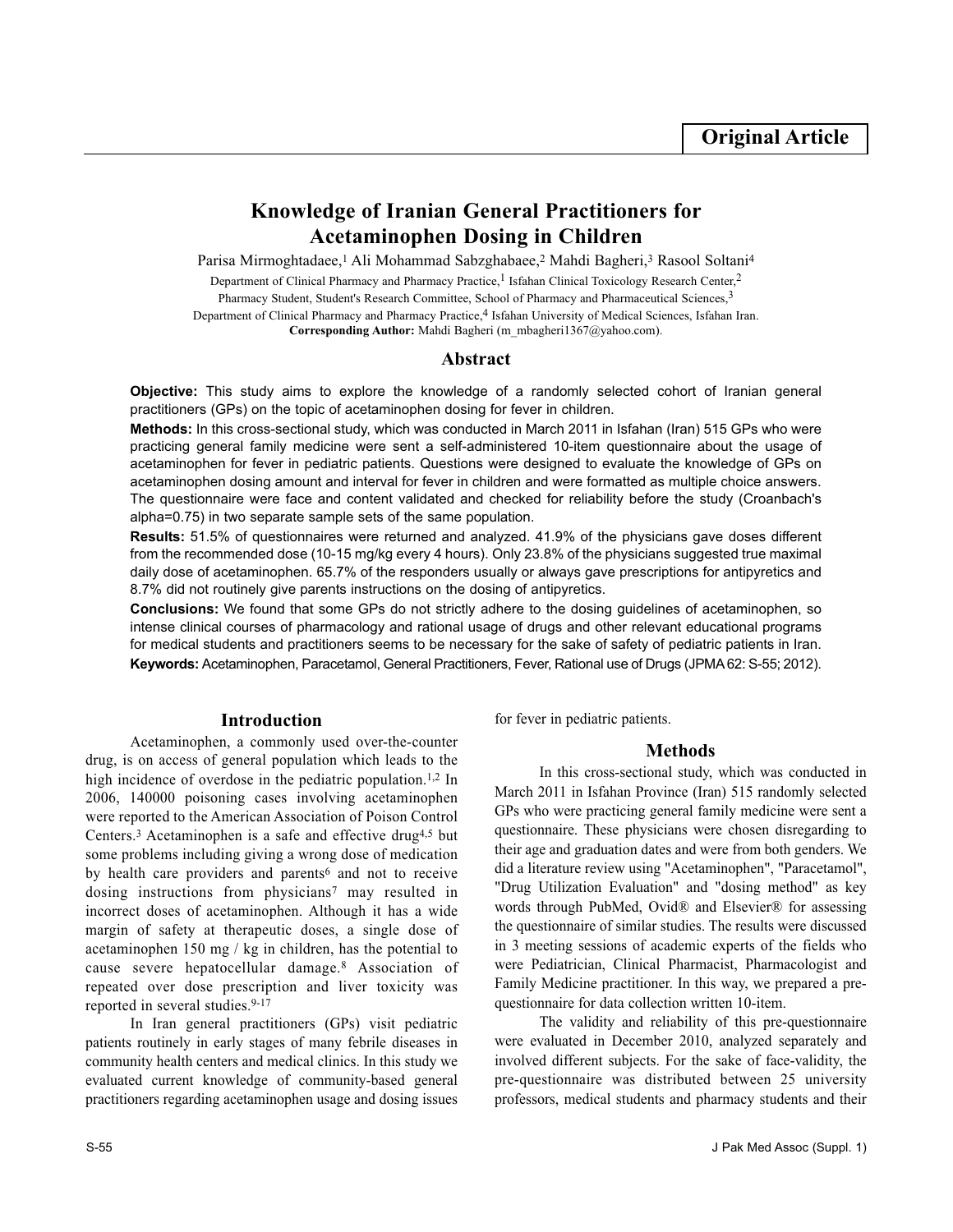Original Article

# Knowledge of Iranian General Practitioners for Acetaminophen Dosing in Children

Parisa Mirmoghtadaee,[1] Ali Mohammad Sabzghabaee,[2] Mahdi Bagheri,[3] Rasool Soltani[4]

Department of Clinical Pharmacy and Pharmacy Practice,[1] Isfahan Clinical Toxicology Research Center,[2]
Pharmacy Student, Student's Research Committee, School of Pharmacy and Pharmaceutical Sciences,[3]
Department of Clinical Pharmacy and Pharmacy Practice,[4] Isfahan University of Medical Sciences, Isfahan Iran.
**Corresponding Author:** Mahdi Bagheri (m_mbagheri1367@yahoo.com).

## Abstract

**Objective:** This study aims to explore the knowledge of a randomly selected cohort of Iranian general practitioners (GPs) on the topic of acetaminophen dosing for fever in children.

**Methods:** In this cross-sectional study, which was conducted in March 2011 in Isfahan (Iran) 515 GPs who were practicing general family medicine were sent a self-administered 10-item questionnaire about the usage of acetaminophen for fever in pediatric patients. Questions were designed to evaluate the knowledge of GPs on acetaminophen dosing amount and interval for fever in children and were formatted as multiple choice answers. The questionnaire were face and content validated and checked for reliability before the study (Croanbach's alpha=0.75) in two separate sample sets of the same population.

**Results:** 51.5% of questionnaires were returned and analyzed. 41.9% of the physicians gave doses different from the recommended dose (10-15 mg/kg every 4 hours). Only 23.8% of the physicians suggested true maximal daily dose of acetaminophen. 65.7% of the responders usually or always gave prescriptions for antipyretics and 8.7% did not routinely give parents instructions on the dosing of antipyretics.

**Conclusions:** We found that some GPs do not strictly adhere to the dosing guidelines of acetaminophen, so intense clinical courses of pharmacology and rational usage of drugs and other relevant educational programs for medical students and practitioners seems to be necessary for the sake of safety of pediatric patients in Iran.

**Keywords:** Acetaminophen, Paracetamol, General Practitioners, Fever, Rational use of Drugs (JPMA 62: S-55; 2012).

## Introduction

Acetaminophen, a commonly used over-the-counter drug, is on access of general population which leads to the high incidence of overdose in the pediatric population.[1,2] In 2006, 140000 poisoning cases involving acetaminophen were reported to the American Association of Poison Control Centers.[3] Acetaminophen is a safe and effective drug[4,5] but some problems including giving a wrong dose of medication by health care providers and parents[6] and not to receive dosing instructions from physicians[7] may resulted in incorrect doses of acetaminophen. Although it has a wide margin of safety at therapeutic doses, a single dose of acetaminophen 150 mg / kg in children, has the potential to cause severe hepatocellular damage.[8] Association of repeated over dose prescription and liver toxicity was reported in several studies.[9-17]

In Iran general practitioners (GPs) visit pediatric patients routinely in early stages of many febrile diseases in community health centers and medical clinics. In this study we evaluated current knowledge of community-based general practitioners regarding acetaminophen usage and dosing issues for fever in pediatric patients.

## Methods

In this cross-sectional study, which was conducted in March 2011 in Isfahan Province (Iran) 515 randomly selected GPs who were practicing general family medicine were sent a questionnaire. These physicians were chosen disregarding to their age and graduation dates and were from both genders. We did a literature review using "Acetaminophen", "Paracetamol", "Drug Utilization Evaluation" and "dosing method" as key words through PubMed, Ovid® and Elsevier® for assessing the questionnaire of similar studies. The results were discussed in 3 meeting sessions of academic experts of the fields who were Pediatrician, Clinical Pharmacist, Pharmacologist and Family Medicine practitioner. In this way, we prepared a pre-questionnaire for data collection written 10-item.

The validity and reliability of this pre-questionnaire were evaluated in December 2010, analyzed separately and involved different subjects. For the sake of face-validity, the pre-questionnaire was distributed between 25 university professors, medical students and pharmacy students and their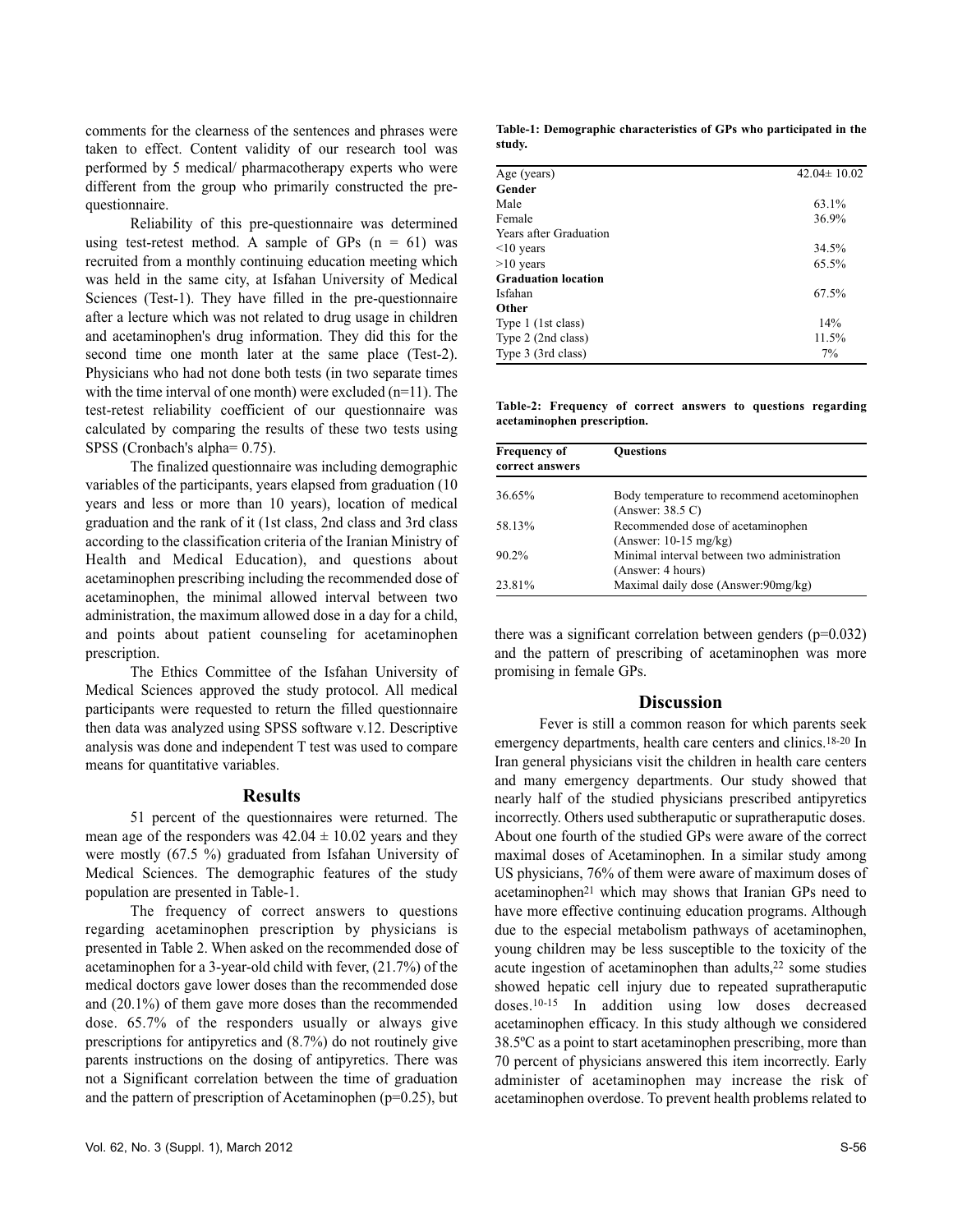comments for the clearness of the sentences and phrases were taken to effect. Content validity of our research tool was performed by 5 medical/ pharmacotherapy experts who were different from the group who primarily constructed the pre-questionnaire.

Reliability of this pre-questionnaire was determined using test-retest method. A sample of GPs (n = 61) was recruited from a monthly continuing education meeting which was held in the same city, at Isfahan University of Medical Sciences (Test-1). They have filled in the pre-questionnaire after a lecture which was not related to drug usage in children and acetaminophen's drug information. They did this for the second time one month later at the same place (Test-2). Physicians who had not done both tests (in two separate times with the time interval of one month) were excluded (n=11). The test-retest reliability coefficient of our questionnaire was calculated by comparing the results of these two tests using SPSS (Cronbach's alpha= 0.75).

The finalized questionnaire was including demographic variables of the participants, years elapsed from graduation (10 years and less or more than 10 years), location of medical graduation and the rank of it (1st class, 2nd class and 3rd class according to the classification criteria of the Iranian Ministry of Health and Medical Education), and questions about acetaminophen prescribing including the recommended dose of acetaminophen, the minimal allowed interval between two administration, the maximum allowed dose in a day for a child, and points about patient counseling for acetaminophen prescription.

The Ethics Committee of the Isfahan University of Medical Sciences approved the study protocol. All medical participants were requested to return the filled questionnaire then data was analyzed using SPSS software v.12. Descriptive analysis was done and independent T test was used to compare means for quantitative variables.

## Results

51 percent of the questionnaires were returned. The mean age of the responders was 42.04 ± 10.02 years and they were mostly (67.5 %) graduated from Isfahan University of Medical Sciences. The demographic features of the study population are presented in Table-1.

The frequency of correct answers to questions regarding acetaminophen prescription by physicians is presented in Table 2. When asked on the recommended dose of acetaminophen for a 3-year-old child with fever, (21.7%) of the medical doctors gave lower doses than the recommended dose and (20.1%) of them gave more doses than the recommended dose. 65.7% of the responders usually or always give prescriptions for antipyretics and (8.7%) do not routinely give parents instructions on the dosing of antipyretics. There was not a Significant correlation between the time of graduation and the pattern of prescription of Acetaminophen (p=0.25), but there was a significant correlation between genders (p=0.032) and the pattern of prescribing of acetaminophen was more promising in female GPs.

**Table-1: Demographic characteristics of GPs who participated in the study.**

| | |
|---|---|
| Age (years) | 42.04± 10.02 |
| **Gender** | |
| Male | 63.1% |
| Female | 36.9% |
| Years after Graduation | |
| <10 years | 34.5% |
| >10 years | 65.5% |
| **Graduation location** | |
| Isfahan | 67.5% |
| **Other** | |
| Type 1 (1st class) | 14% |
| Type 2 (2nd class) | 11.5% |
| Type 3 (3rd class) | 7% |

**Table-2: Frequency of correct answers to questions regarding acetaminophen prescription.**

| Frequency of correct answers | Questions |
|---|---|
| 36.65% | Body temperature to recommend acetominophen (Answer: 38.5 C) |
| 58.13% | Recommended dose of acetaminophen (Answer: 10-15 mg/kg) |
| 90.2% | Minimal interval between two administration (Answer: 4 hours) |
| 23.81% | Maximal daily dose (Answer:90mg/kg) |

## Discussion

Fever is still a common reason for which parents seek emergency departments, health care centers and clinics.[18-20] In Iran general physicians visit the children in health care centers and many emergency departments. Our study showed that nearly half of the studied physicians prescribed antipyretics incorrectly. Others used subtheraputic or supratheraputic doses. About one fourth of the studied GPs were aware of the correct maximal doses of Acetaminophen. In a similar study among US physicians, 76% of them were aware of maximum doses of acetaminophen[21] which may shows that Iranian GPs need to have more effective continuing education programs. Although due to the especial metabolism pathways of acetaminophen, young children may be less susceptible to the toxicity of the acute ingestion of acetaminophen than adults,[22] some studies showed hepatic cell injury due to repeated supratherapeutic doses.[10-15] In addition using low doses decreased acetaminophen efficacy. In this study although we considered 38.5ºC as a point to start acetaminophen prescribing, more than 70 percent of physicians answered this item incorrectly. Early administer of acetaminophen may increase the risk of acetaminophen overdose. To prevent health problems related to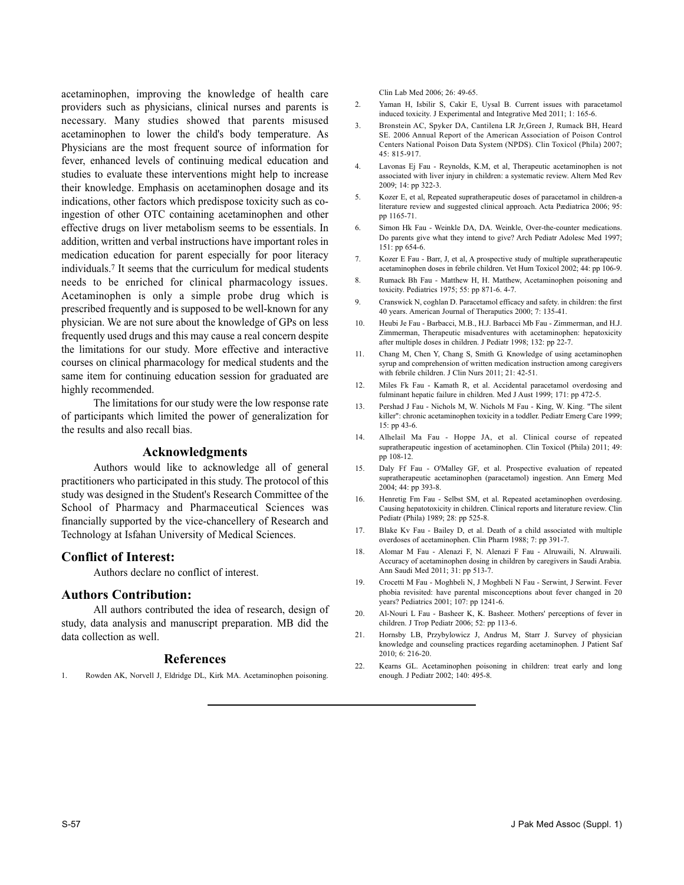acetaminophen, improving the knowledge of health care providers such as physicians, clinical nurses and parents is necessary. Many studies showed that parents misused acetaminophen to lower the child's body temperature. As Physicians are the most frequent source of information for fever, enhanced levels of continuing medical education and studies to evaluate these interventions might help to increase their knowledge. Emphasis on acetaminophen dosage and its indications, other factors which predispose toxicity such as co-ingestion of other OTC containing acetaminophen and other effective drugs on liver metabolism seems to be essentials. In addition, written and verbal instructions have important roles in medication education for parent especially for poor literacy individuals.[7] It seems that the curriculum for medical students needs to be enriched for clinical pharmacology issues. Acetaminophen is only a simple probe drug which is prescribed frequently and is supposed to be well-known for any physician. We are not sure about the knowledge of GPs on less frequently used drugs and this may cause a real concern despite the limitations for our study. More effective and interactive courses on clinical pharmacology for medical students and the same item for continuing education session for graduated are highly recommended.

The limitations for our study were the low response rate of participants which limited the power of generalization for the results and also recall bias.

## Acknowledgments

Authors would like to acknowledge all of general practitioners who participated in this study. The protocol of this study was designed in the Student's Research Committee of the School of Pharmacy and Pharmaceutical Sciences was financially supported by the vice-chancellery of Research and Technology at Isfahan University of Medical Sciences.

## Conflict of Interest:

Authors declare no conflict of interest.

## Authors Contribution:

All authors contributed the idea of research, design of study, data analysis and manuscript preparation. MB did the data collection as well.

## References

1. Rowden AK, Norvell J, Eldridge DL, Kirk MA. Acetaminophen poisoning. Clin Lab Med 2006; 26: 49-65.
2. Yaman H, Isbilir S, Cakir E, Uysal B. Current issues with paracetamol induced toxicity. J Experimental and Integrative Med 2011; 1: 165-6.
3. Bronstein AC, Spyker DA, Cantilena LR Jr,Green J, Rumack BH, Heard SE. 2006 Annual Report of the American Association of Poison Control Centers National Poison Data System (NPDS). Clin Toxicol (Phila) 2007; 45: 815-917.
4. Lavonas Ej Fau - Reynolds, K.M, et al, Therapeutic acetaminophen is not associated with liver injury in children: a systematic review. Altern Med Rev 2009; 14: pp 322-3.
5. Kozer E, et al, Repeated supratherapeutic doses of paracetamol in children-a literature review and suggested clinical approach. Acta Pædiatrica 2006; 95: pp 1165-71.
6. Simon Hk Fau - Weinkle DA, DA. Weinkle, Over-the-counter medications. Do parents give what they intend to give? Arch Pediatr Adolesc Med 1997; 151: pp 654-6.
7. Kozer E Fau - Barr, J, et al, A prospective study of multiple supratherapeutic acetaminophen doses in febrile children. Vet Hum Toxicol 2002; 44: pp 106-9.
8. Rumack Bh Fau - Matthew H, H. Matthew, Acetaminophen poisoning and toxicity. Pediatrics 1975; 55: pp 871-6. 4-7.
9. Cranswick N, coghlan D. Paracetamol efficacy and safety. in children: the first 40 years. American Journal of Theraputics 2000; 7: 135-41.
10. Heubi Je Fau - Barbacci, M.B., H.J. Barbacci Mb Fau - Zimmerman, and H.J. Zimmerman, Therapeutic misadventures with acetaminophen: hepatoxicity after multiple doses in children. J Pediatr 1998; 132: pp 22-7.
11. Chang M, Chen Y, Chang S, Smith G. Knowledge of using acetaminophen syrup and comprehension of written medication instruction among caregivers with febrile children. J Clin Nurs 2011; 21: 42-51.
12. Miles Fk Fau - Kamath R, et al. Accidental paracetamol overdosing and fulminant hepatic failure in children. Med J Aust 1999; 171: pp 472-5.
13. Pershad J Fau - Nichols M, W. Nichols M Fau - King, W. King. "The silent killer": chronic acetaminophen toxicity in a toddler. Pediatr Emerg Care 1999; 15: pp 43-6.
14. Alhelail Ma Fau - Hoppe JA, et al. Clinical course of repeated supratherapeutic ingestion of acetaminophen. Clin Toxicol (Phila) 2011; 49: pp 108-12.
15. Daly Ff Fau - O'Malley GF, et al. Prospective evaluation of repeated supratherapeutic acetaminophen (paracetamol) ingestion. Ann Emerg Med 2004; 44: pp 393-8.
16. Henretig Fm Fau - Selbst SM, et al. Repeated acetaminophen overdosing. Causing hepatotoxicity in children. Clinical reports and literature review. Clin Pediatr (Phila) 1989; 28: pp 525-8.
17. Blake Kv Fau - Bailey D, et al. Death of a child associated with multiple overdoses of acetaminophen. Clin Pharm 1988; 7: pp 391-7.
18. Alomar M Fau - Alenazi F, N. Alenazi F Fau - Alruwaili, N. Alruwaili. Accuracy of acetaminophen dosing in children by caregivers in Saudi Arabia. Ann Saudi Med 2011; 31: pp 513-7.
19. Crocetti M Fau - Moghbeli N, J Moghbeli N Fau - Serwint, J Serwint. Fever phobia revisited: have parental misconceptions about fever changed in 20 years? Pediatrics 2001; 107: pp 1241-6.
20. Al-Nouri L Fau - Basheer K, K. Basheer. Mothers' perceptions of fever in children. J Trop Pediatr 2006; 52: pp 113-6.
21. Hornsby LB, Przybylowicz J, Andrus M, Starr J. Survey of physician knowledge and counseling practices regarding acetaminophen. J Patient Saf 2010; 6: 216-20.
22. Kearns GL. Acetaminophen poisoning in children: treat early and long enough. J Pediatr 2002; 140: 495-8.